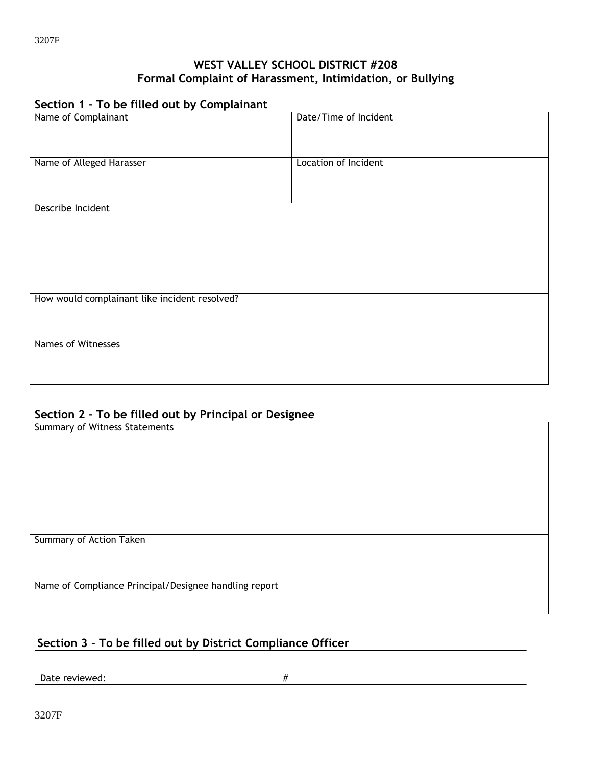**WEST VALLEY SCHOOL DISTRICT #208**
**Formal Complaint of Harassment, Intimidation, or Bullying**

## Section 1 – To be filled out by Complainant

| Name of Complainant | Date/Time of Incident |
|---|---|
| Name of Alleged Harasser | Location of Incident |
| Describe Incident | |
| How would complainant like incident resolved? | |
| Names of Witnesses | |

## Section 2 – To be filled out by Principal or Designee

| Summary of Witness Statements |
|---|
| Summary of Action Taken |
| Name of Compliance Principal/Designee handling report |

## Section 3 - To be filled out by District Compliance Officer

| Date reviewed: | # |
|---|---|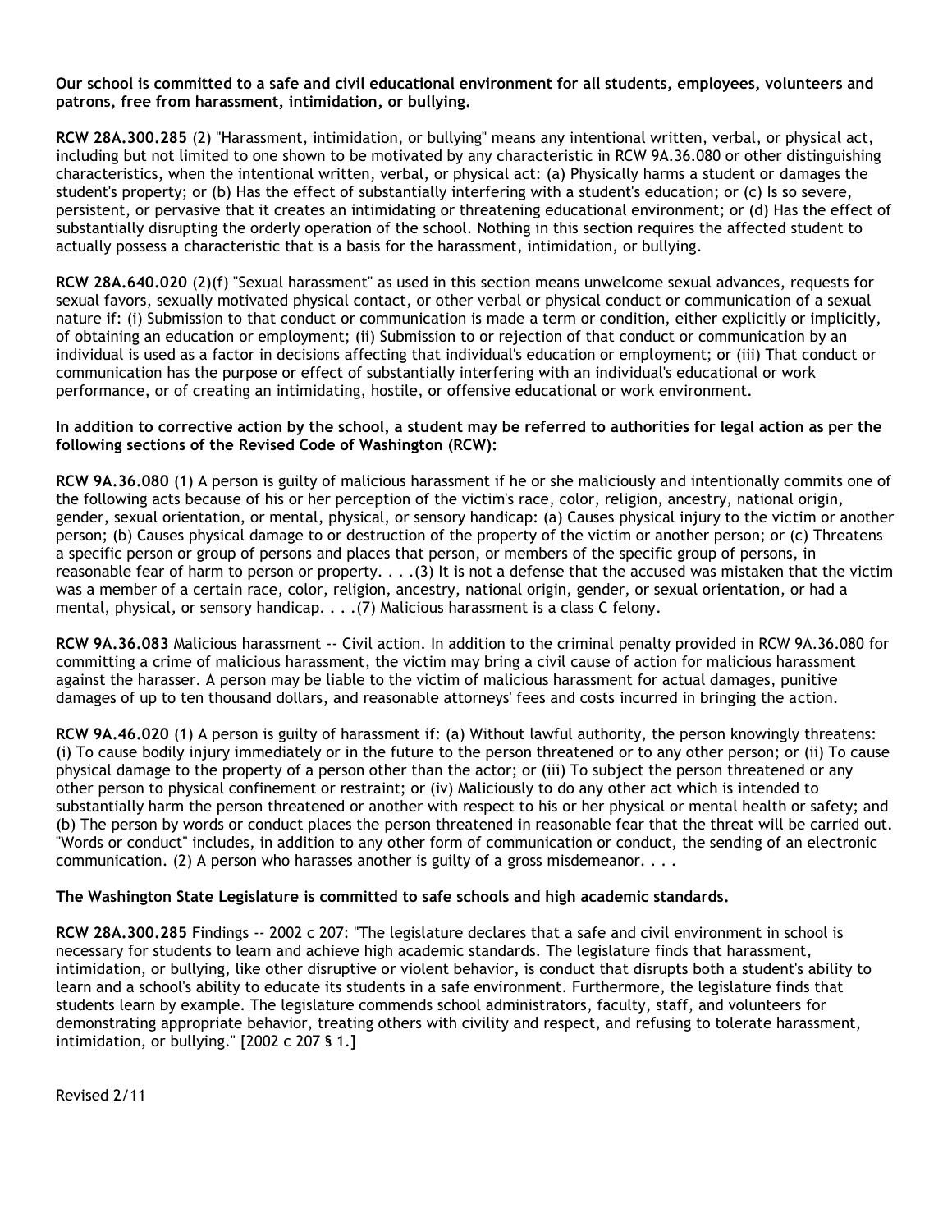**Our school is committed to a safe and civil educational environment for all students, employees, volunteers and patrons, free from harassment, intimidation, or bullying.**

**RCW 28A.300.285** (2) "Harassment, intimidation, or bullying" means any intentional written, verbal, or physical act, including but not limited to one shown to be motivated by any characteristic in RCW 9A.36.080 or other distinguishing characteristics, when the intentional written, verbal, or physical act: (a) Physically harms a student or damages the student's property; or (b) Has the effect of substantially interfering with a student's education; or (c) Is so severe, persistent, or pervasive that it creates an intimidating or threatening educational environment; or (d) Has the effect of substantially disrupting the orderly operation of the school. Nothing in this section requires the affected student to actually possess a characteristic that is a basis for the harassment, intimidation, or bullying.

**RCW 28A.640.020** (2)(f) "Sexual harassment" as used in this section means unwelcome sexual advances, requests for sexual favors, sexually motivated physical contact, or other verbal or physical conduct or communication of a sexual nature if: (i) Submission to that conduct or communication is made a term or condition, either explicitly or implicitly, of obtaining an education or employment; (ii) Submission to or rejection of that conduct or communication by an individual is used as a factor in decisions affecting that individual's education or employment; or (iii) That conduct or communication has the purpose or effect of substantially interfering with an individual's educational or work performance, or of creating an intimidating, hostile, or offensive educational or work environment.

**In addition to corrective action by the school, a student may be referred to authorities for legal action as per the following sections of the Revised Code of Washington (RCW):**

**RCW 9A.36.080** (1) A person is guilty of malicious harassment if he or she maliciously and intentionally commits one of the following acts because of his or her perception of the victim's race, color, religion, ancestry, national origin, gender, sexual orientation, or mental, physical, or sensory handicap: (a) Causes physical injury to the victim or another person; (b) Causes physical damage to or destruction of the property of the victim or another person; or (c) Threatens a specific person or group of persons and places that person, or members of the specific group of persons, in reasonable fear of harm to person or property. . . .(3) It is not a defense that the accused was mistaken that the victim was a member of a certain race, color, religion, ancestry, national origin, gender, or sexual orientation, or had a mental, physical, or sensory handicap. . . .(7) Malicious harassment is a class C felony.

**RCW 9A.36.083** Malicious harassment -- Civil action. In addition to the criminal penalty provided in RCW 9A.36.080 for committing a crime of malicious harassment, the victim may bring a civil cause of action for malicious harassment against the harasser. A person may be liable to the victim of malicious harassment for actual damages, punitive damages of up to ten thousand dollars, and reasonable attorneys' fees and costs incurred in bringing the action.

**RCW 9A.46.020** (1) A person is guilty of harassment if: (a) Without lawful authority, the person knowingly threatens: (i) To cause bodily injury immediately or in the future to the person threatened or to any other person; or (ii) To cause physical damage to the property of a person other than the actor; or (iii) To subject the person threatened or any other person to physical confinement or restraint; or (iv) Maliciously to do any other act which is intended to substantially harm the person threatened or another with respect to his or her physical or mental health or safety; and (b) The person by words or conduct places the person threatened in reasonable fear that the threat will be carried out. "Words or conduct" includes, in addition to any other form of communication or conduct, the sending of an electronic communication. (2) A person who harasses another is guilty of a gross misdemeanor. . . .

**The Washington State Legislature is committed to safe schools and high academic standards.**

**RCW 28A.300.285** Findings -- 2002 c 207: "The legislature declares that a safe and civil environment in school is necessary for students to learn and achieve high academic standards. The legislature finds that harassment, intimidation, or bullying, like other disruptive or violent behavior, is conduct that disrupts both a student's ability to learn and a school's ability to educate its students in a safe environment. Furthermore, the legislature finds that students learn by example. The legislature commends school administrators, faculty, staff, and volunteers for demonstrating appropriate behavior, treating others with civility and respect, and refusing to tolerate harassment, intimidation, or bullying." [2002 c 207 § 1.]

Revised 2/11